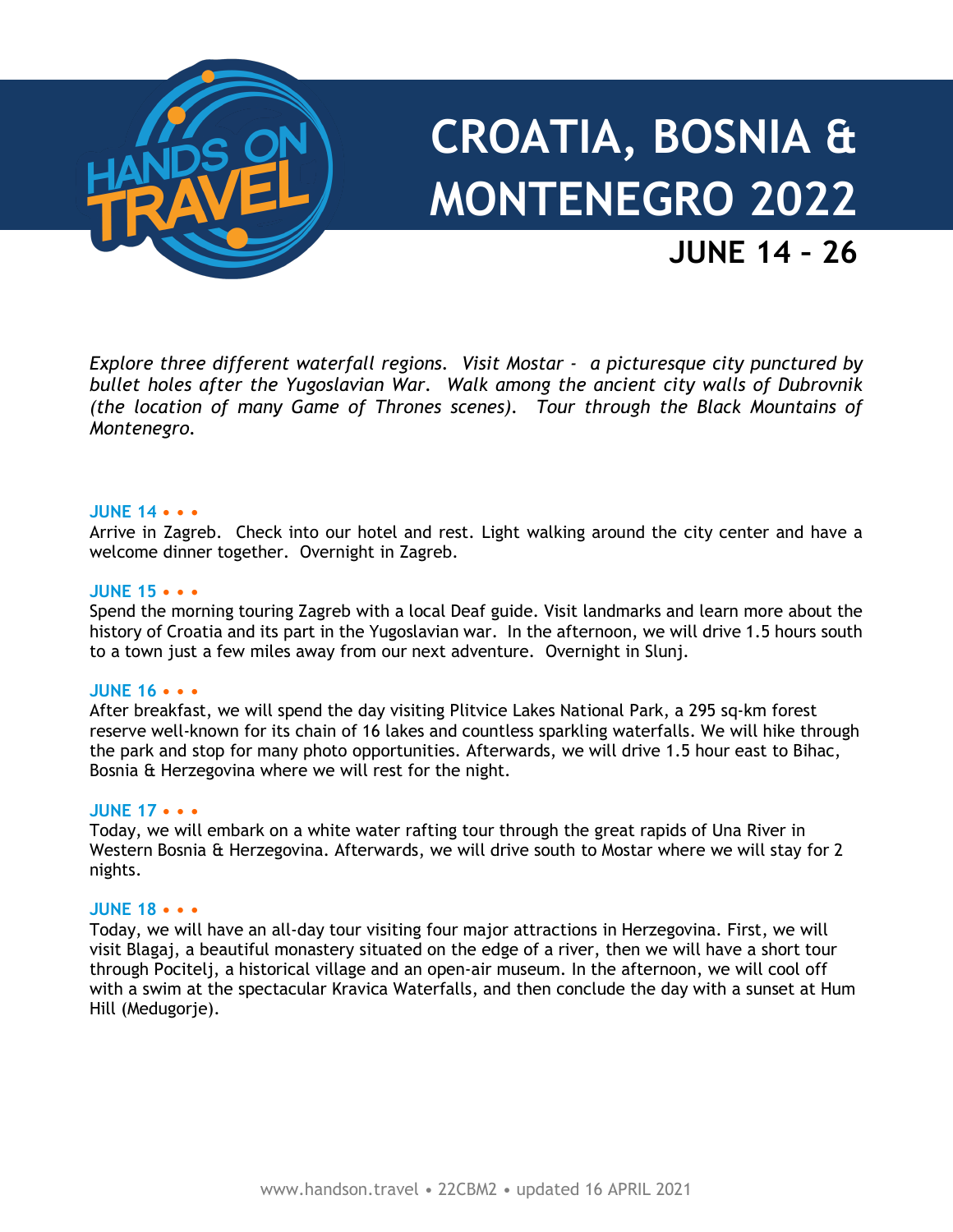HANDS ON TRAVEL

# CROATIA, BOSNIA & MONTENEGRO 2022

## JUNE 14 – 26

*Explore three different waterfall regions. Visit Mostar - a picturesque city punctured by bullet holes after the Yugoslavian War. Walk among the ancient city walls of Dubrovnik (the location of many Game of Thrones scenes). Tour through the Black Mountains of Montenegro.*

**JUNE 14 • • •**

Arrive in Zagreb. Check into our hotel and rest. Light walking around the city center and have a welcome dinner together. Overnight in Zagreb.

**JUNE 15 • • •**

Spend the morning touring Zagreb with a local Deaf guide. Visit landmarks and learn more about the history of Croatia and its part in the Yugoslavian war. In the afternoon, we will drive 1.5 hours south to a town just a few miles away from our next adventure. Overnight in Slunj.

**JUNE 16 • • •**

After breakfast, we will spend the day visiting Plitvice Lakes National Park, a 295 sq-km forest reserve well-known for its chain of 16 lakes and countless sparkling waterfalls. We will hike through the park and stop for many photo opportunities. Afterwards, we will drive 1.5 hour east to Bihac, Bosnia & Herzegovina where we will rest for the night.

**JUNE 17 • • •**

Today, we will embark on a white water rafting tour through the great rapids of Una River in Western Bosnia & Herzegovina. Afterwards, we will drive south to Mostar where we will stay for 2 nights.

**JUNE 18 • • •**

Today, we will have an all-day tour visiting four major attractions in Herzegovina. First, we will visit Blagaj, a beautiful monastery situated on the edge of a river, then we will have a short tour through Pocitelj, a historical village and an open-air museum. In the afternoon, we will cool off with a swim at the spectacular Kravica Waterfalls, and then conclude the day with a sunset at Hum Hill (Medugorje).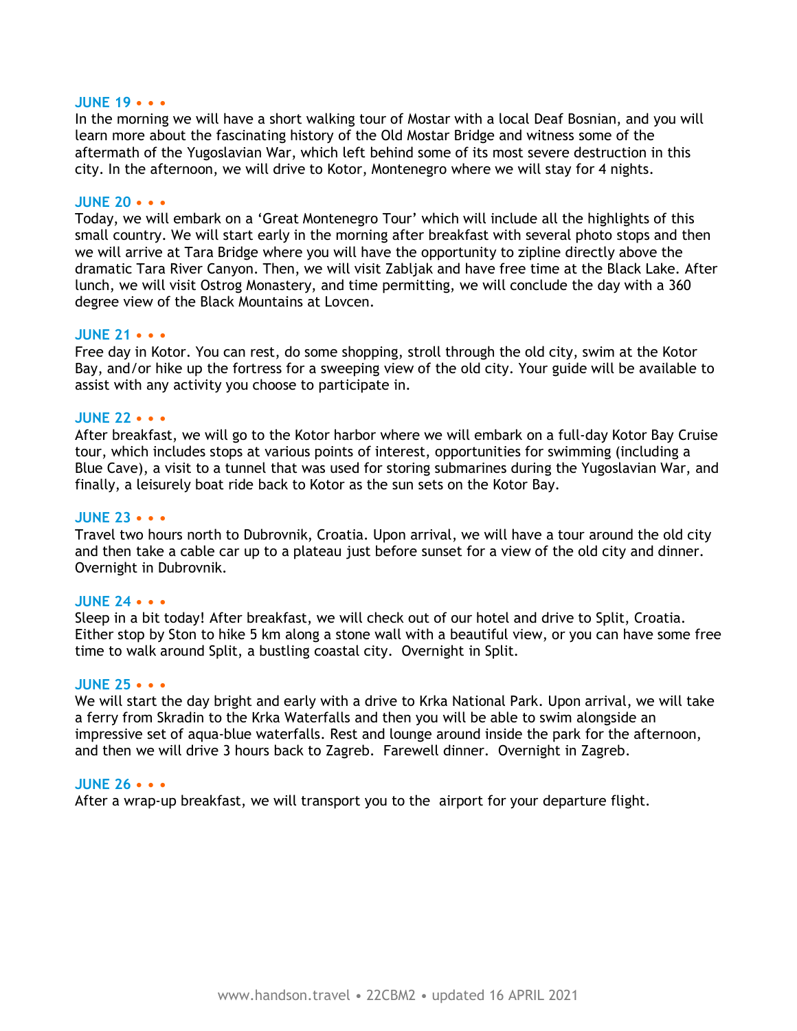### JUNE 19 • • •

In the morning we will have a short walking tour of Mostar with a local Deaf Bosnian, and you will learn more about the fascinating history of the Old Mostar Bridge and witness some of the aftermath of the Yugoslavian War, which left behind some of its most severe destruction in this city. In the afternoon, we will drive to Kotor, Montenegro where we will stay for 4 nights.

### JUNE 20 • • •

Today, we will embark on a 'Great Montenegro Tour' which will include all the highlights of this small country. We will start early in the morning after breakfast with several photo stops and then we will arrive at Tara Bridge where you will have the opportunity to zipline directly above the dramatic Tara River Canyon. Then, we will visit Zabljak and have free time at the Black Lake. After lunch, we will visit Ostrog Monastery, and time permitting, we will conclude the day with a 360 degree view of the Black Mountains at Lovcen.

### JUNE 21 • • •

Free day in Kotor. You can rest, do some shopping, stroll through the old city, swim at the Kotor Bay, and/or hike up the fortress for a sweeping view of the old city. Your guide will be available to assist with any activity you choose to participate in.

### JUNE 22 • • •

After breakfast, we will go to the Kotor harbor where we will embark on a full-day Kotor Bay Cruise tour, which includes stops at various points of interest, opportunities for swimming (including a Blue Cave), a visit to a tunnel that was used for storing submarines during the Yugoslavian War, and finally, a leisurely boat ride back to Kotor as the sun sets on the Kotor Bay.

### JUNE 23 • • •

Travel two hours north to Dubrovnik, Croatia. Upon arrival, we will have a tour around the old city and then take a cable car up to a plateau just before sunset for a view of the old city and dinner. Overnight in Dubrovnik.

### JUNE 24 • • •

Sleep in a bit today! After breakfast, we will check out of our hotel and drive to Split, Croatia. Either stop by Ston to hike 5 km along a stone wall with a beautiful view, or you can have some free time to walk around Split, a bustling coastal city. Overnight in Split.

### JUNE 25 • • •

We will start the day bright and early with a drive to Krka National Park. Upon arrival, we will take a ferry from Skradin to the Krka Waterfalls and then you will be able to swim alongside an impressive set of aqua-blue waterfalls. Rest and lounge around inside the park for the afternoon, and then we will drive 3 hours back to Zagreb. Farewell dinner. Overnight in Zagreb.

### JUNE 26 • • •

After a wrap-up breakfast, we will transport you to the airport for your departure flight.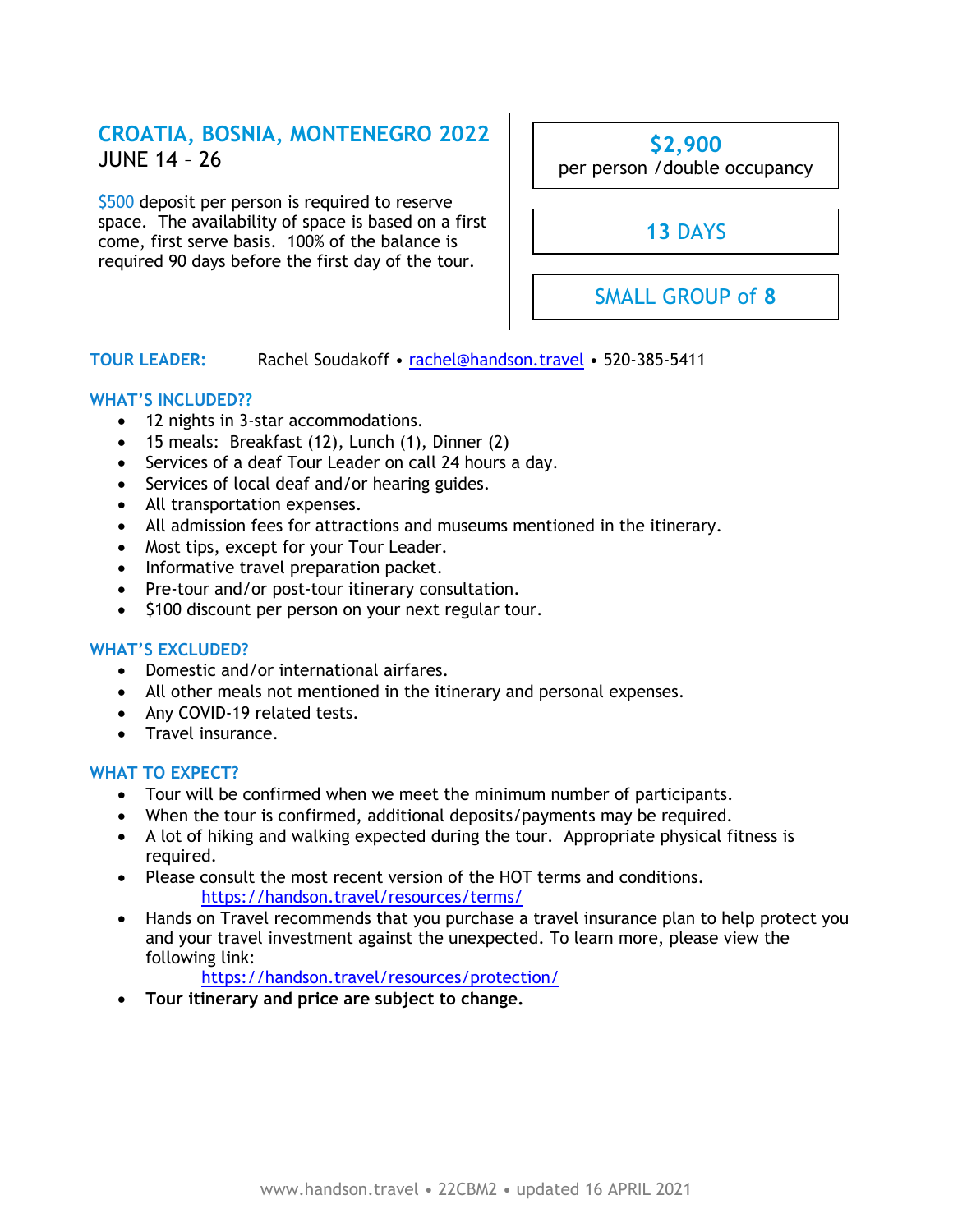## CROATIA, BOSNIA, MONTENEGRO 2022

JUNE 14 – 26

$500 deposit per person is required to reserve space. The availability of space is based on a first come, first serve basis. 100% of the balance is required 90 days before the first day of the tour.

**$2,900**
per person / double occupancy

**13 DAYS**

**SMALL GROUP of 8**

**TOUR LEADER:** Rachel Soudakoff • rachel@handson.travel • 520-385-5411

### WHAT'S INCLUDED??

- 12 nights in 3-star accommodations.
- 15 meals: Breakfast (12), Lunch (1), Dinner (2)
- Services of a deaf Tour Leader on call 24 hours a day.
- Services of local deaf and/or hearing guides.
- All transportation expenses.
- All admission fees for attractions and museums mentioned in the itinerary.
- Most tips, except for your Tour Leader.
- Informative travel preparation packet.
- Pre-tour and/or post-tour itinerary consultation.
- $100 discount per person on your next regular tour.

### WHAT'S EXCLUDED?

- Domestic and/or international airfares.
- All other meals not mentioned in the itinerary and personal expenses.
- Any COVID-19 related tests.
- Travel insurance.

### WHAT TO EXPECT?

- Tour will be confirmed when we meet the minimum number of participants.
- When the tour is confirmed, additional deposits/payments may be required.
- A lot of hiking and walking expected during the tour. Appropriate physical fitness is required.
- Please consult the most recent version of the HOT terms and conditions.
  https://handson.travel/resources/terms/
- Hands on Travel recommends that you purchase a travel insurance plan to help protect you and your travel investment against the unexpected. To learn more, please view the following link:
  https://handson.travel/resources/protection/
- **Tour itinerary and price are subject to change.**

www.handson.travel • 22CBM2 • updated 16 APRIL 2021